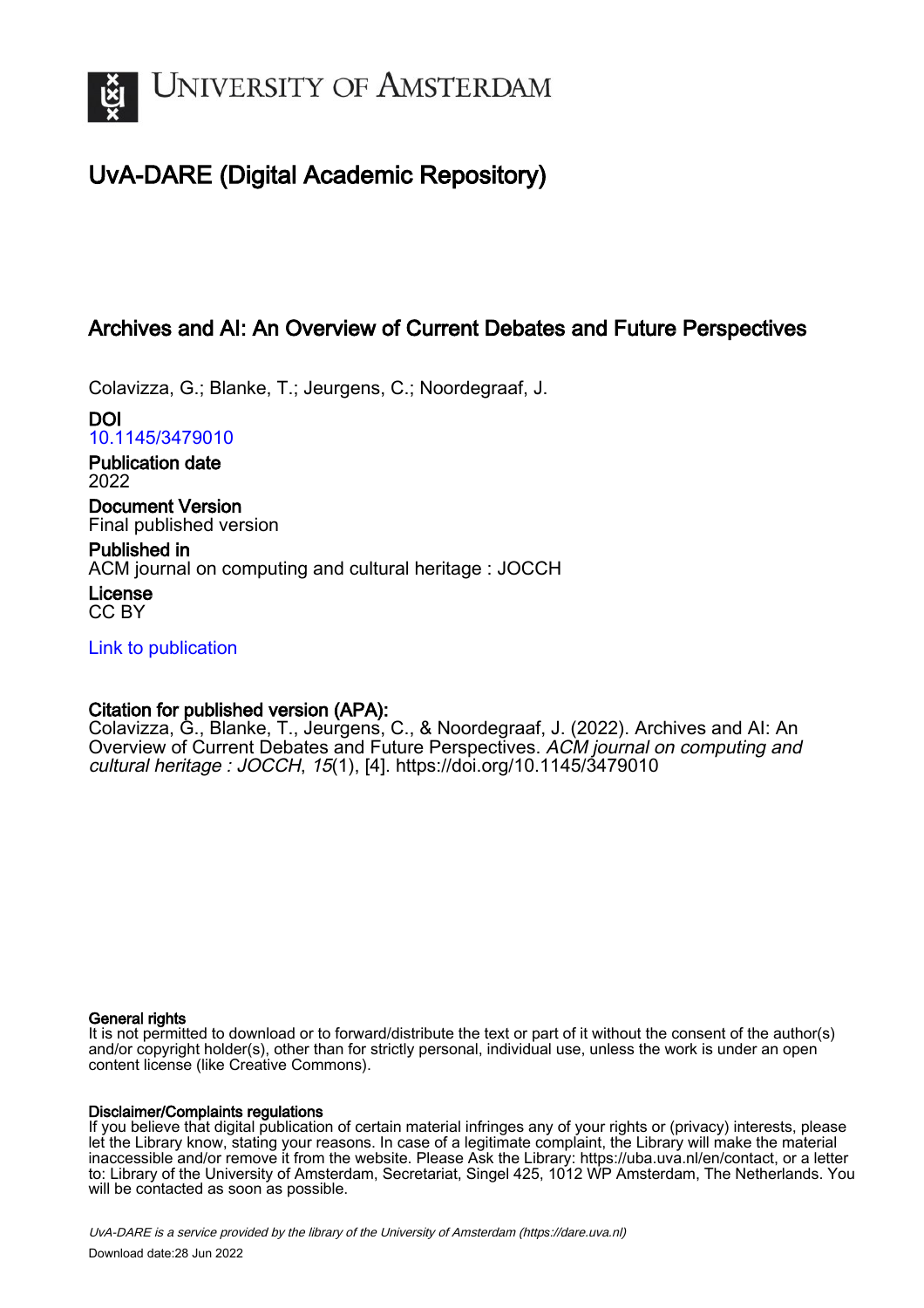# University of Amsterdam

## UvA-DARE (Digital Academic Repository)

### Archives and AI: An Overview of Current Debates and Future Perspectives

Colavizza, G.; Blanke, T.; Jeurgens, C.; Noordegraaf, J.

**DOI**
10.1145/3479010

**Publication date**
2022

**Document Version**
Final published version

**Published in**
ACM journal on computing and cultural heritage : JOCCH

**License**
CC BY

Link to publication

**Citation for published version (APA):**
Colavizza, G., Blanke, T., Jeurgens, C., & Noordegraaf, J. (2022). Archives and AI: An Overview of Current Debates and Future Perspectives. *ACM journal on computing and cultural heritage : JOCCH*, *15*(1), [4]. https://doi.org/10.1145/3479010

**General rights**
It is not permitted to download or to forward/distribute the text or part of it without the consent of the author(s) and/or copyright holder(s), other than for strictly personal, individual use, unless the work is under an open content license (like Creative Commons).

**Disclaimer/Complaints regulations**
If you believe that digital publication of certain material infringes any of your rights or (privacy) interests, please let the Library know, stating your reasons. In case of a legitimate complaint, the Library will make the material inaccessible and/or remove it from the website. Please Ask the Library: https://uba.uva.nl/en/contact, or a letter to: Library of the University of Amsterdam, Secretariat, Singel 425, 1012 WP Amsterdam, The Netherlands. You will be contacted as soon as possible.

UvA-DARE is a service provided by the library of the University of Amsterdam (https://dare.uva.nl)
Download date:28 Jun 2022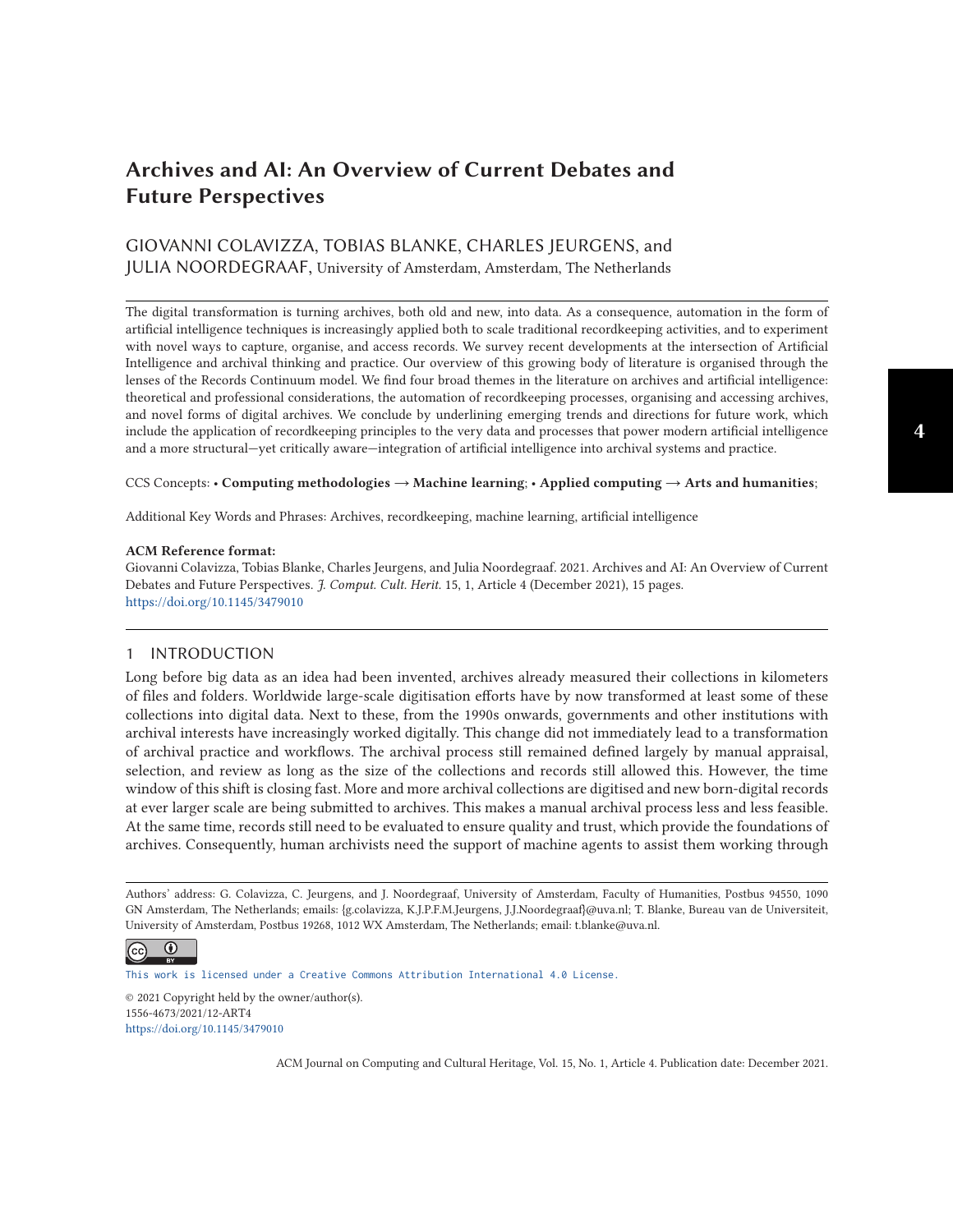# Archives and AI: An Overview of Current Debates and Future Perspectives

GIOVANNI COLAVIZZA, TOBIAS BLANKE, CHARLES JEURGENS, and JULIA NOORDEGRAAF, University of Amsterdam, Amsterdam, The Netherlands

The digital transformation is turning archives, both old and new, into data. As a consequence, automation in the form of artificial intelligence techniques is increasingly applied both to scale traditional recordkeeping activities, and to experiment with novel ways to capture, organise, and access records. We survey recent developments at the intersection of Artificial Intelligence and archival thinking and practice. Our overview of this growing body of literature is organised through the lenses of the Records Continuum model. We find four broad themes in the literature on archives and artificial intelligence: theoretical and professional considerations, the automation of recordkeeping processes, organising and accessing archives, and novel forms of digital archives. We conclude by underlining emerging trends and directions for future work, which include the application of recordkeeping principles to the very data and processes that power modern artificial intelligence and a more structural—yet critically aware—integration of artificial intelligence into archival systems and practice.

CCS Concepts: • **Computing methodologies → Machine learning**; • **Applied computing → Arts and humanities**;

Additional Key Words and Phrases: Archives, recordkeeping, machine learning, artificial intelligence

**ACM Reference format:**
Giovanni Colavizza, Tobias Blanke, Charles Jeurgens, and Julia Noordegraaf. 2021. Archives and AI: An Overview of Current Debates and Future Perspectives. *J. Comput. Cult. Herit.* 15, 1, Article 4 (December 2021), 15 pages.
https://doi.org/10.1145/3479010

## 1 INTRODUCTION

Long before big data as an idea had been invented, archives already measured their collections in kilometers of files and folders. Worldwide large-scale digitisation efforts have by now transformed at least some of these collections into digital data. Next to these, from the 1990s onwards, governments and other institutions with archival interests have increasingly worked digitally. This change did not immediately lead to a transformation of archival practice and workflows. The archival process still remained defined largely by manual appraisal, selection, and review as long as the size of the collections and records still allowed this. However, the time window of this shift is closing fast. More and more archival collections are digitised and new born-digital records at ever larger scale are being submitted to archives. This makes a manual archival process less and less feasible. At the same time, records still need to be evaluated to ensure quality and trust, which provide the foundations of archives. Consequently, human archivists need the support of machine agents to assist them working through

Authors' address: G. Colavizza, C. Jeurgens, and J. Noordegraaf, University of Amsterdam, Faculty of Humanities, Postbus 94550, 1090 GN Amsterdam, The Netherlands; emails: {g.colavizza, K.J.P.F.M.Jeurgens, J.J.Noordegraaf}@uva.nl; T. Blanke, Bureau van de Universiteit, University of Amsterdam, Postbus 19268, 1012 WX Amsterdam, The Netherlands; email: t.blanke@uva.nl.

This work is licensed under a Creative Commons Attribution International 4.0 License.

© 2021 Copyright held by the owner/author(s).
1556-4673/2021/12-ART4
https://doi.org/10.1145/3479010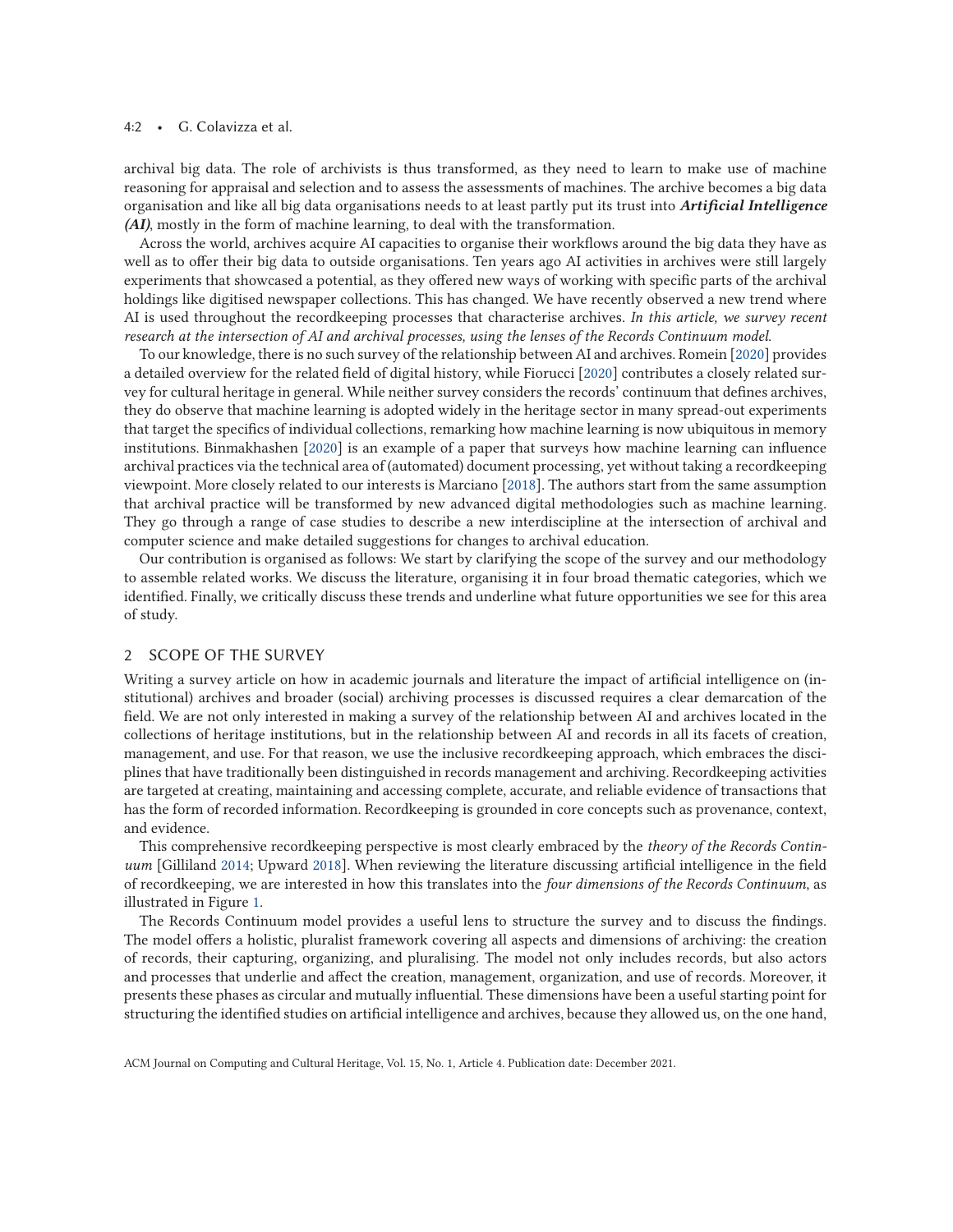archival big data. The role of archivists is thus transformed, as they need to learn to make use of machine reasoning for appraisal and selection and to assess the assessments of machines. The archive becomes a big data organisation and like all big data organisations needs to at least partly put its trust into ***Artificial Intelligence (AI)***, mostly in the form of machine learning, to deal with the transformation.

Across the world, archives acquire AI capacities to organise their workflows around the big data they have as well as to offer their big data to outside organisations. Ten years ago AI activities in archives were still largely experiments that showcased a potential, as they offered new ways of working with specific parts of the archival holdings like digitised newspaper collections. This has changed. We have recently observed a new trend where AI is used throughout the recordkeeping processes that characterise archives. *In this article, we survey recent research at the intersection of AI and archival processes, using the lenses of the Records Continuum model.*

To our knowledge, there is no such survey of the relationship between AI and archives. Romein [2020] provides a detailed overview for the related field of digital history, while Fiorucci [2020] contributes a closely related survey for cultural heritage in general. While neither survey considers the records' continuum that defines archives, they do observe that machine learning is adopted widely in the heritage sector in many spread-out experiments that target the specifics of individual collections, remarking how machine learning is now ubiquitous in memory institutions. Binmakhashen [2020] is an example of a paper that surveys how machine learning can influence archival practices via the technical area of (automated) document processing, yet without taking a recordkeeping viewpoint. More closely related to our interests is Marciano [2018]. The authors start from the same assumption that archival practice will be transformed by new advanced digital methodologies such as machine learning. They go through a range of case studies to describe a new interdiscipline at the intersection of archival and computer science and make detailed suggestions for changes to archival education.

Our contribution is organised as follows: We start by clarifying the scope of the survey and our methodology to assemble related works. We discuss the literature, organising it in four broad thematic categories, which we identified. Finally, we critically discuss these trends and underline what future opportunities we see for this area of study.

## 2 SCOPE OF THE SURVEY

Writing a survey article on how in academic journals and literature the impact of artificial intelligence on (institutional) archives and broader (social) archiving processes is discussed requires a clear demarcation of the field. We are not only interested in making a survey of the relationship between AI and archives located in the collections of heritage institutions, but in the relationship between AI and records in all its facets of creation, management, and use. For that reason, we use the inclusive recordkeeping approach, which embraces the disciplines that have traditionally been distinguished in records management and archiving. Recordkeeping activities are targeted at creating, maintaining and accessing complete, accurate, and reliable evidence of transactions that has the form of recorded information. Recordkeeping is grounded in core concepts such as provenance, context, and evidence.

This comprehensive recordkeeping perspective is most clearly embraced by the *theory of the Records Continuum* [Gilliland 2014; Upward 2018]. When reviewing the literature discussing artificial intelligence in the field of recordkeeping, we are interested in how this translates into the *four dimensions of the Records Continuum*, as illustrated in Figure 1.

The Records Continuum model provides a useful lens to structure the survey and to discuss the findings. The model offers a holistic, pluralist framework covering all aspects and dimensions of archiving: the creation of records, their capturing, organizing, and pluralising. The model not only includes records, but also actors and processes that underlie and affect the creation, management, organization, and use of records. Moreover, it presents these phases as circular and mutually influential. These dimensions have been a useful starting point for structuring the identified studies on artificial intelligence and archives, because they allowed us, on the one hand,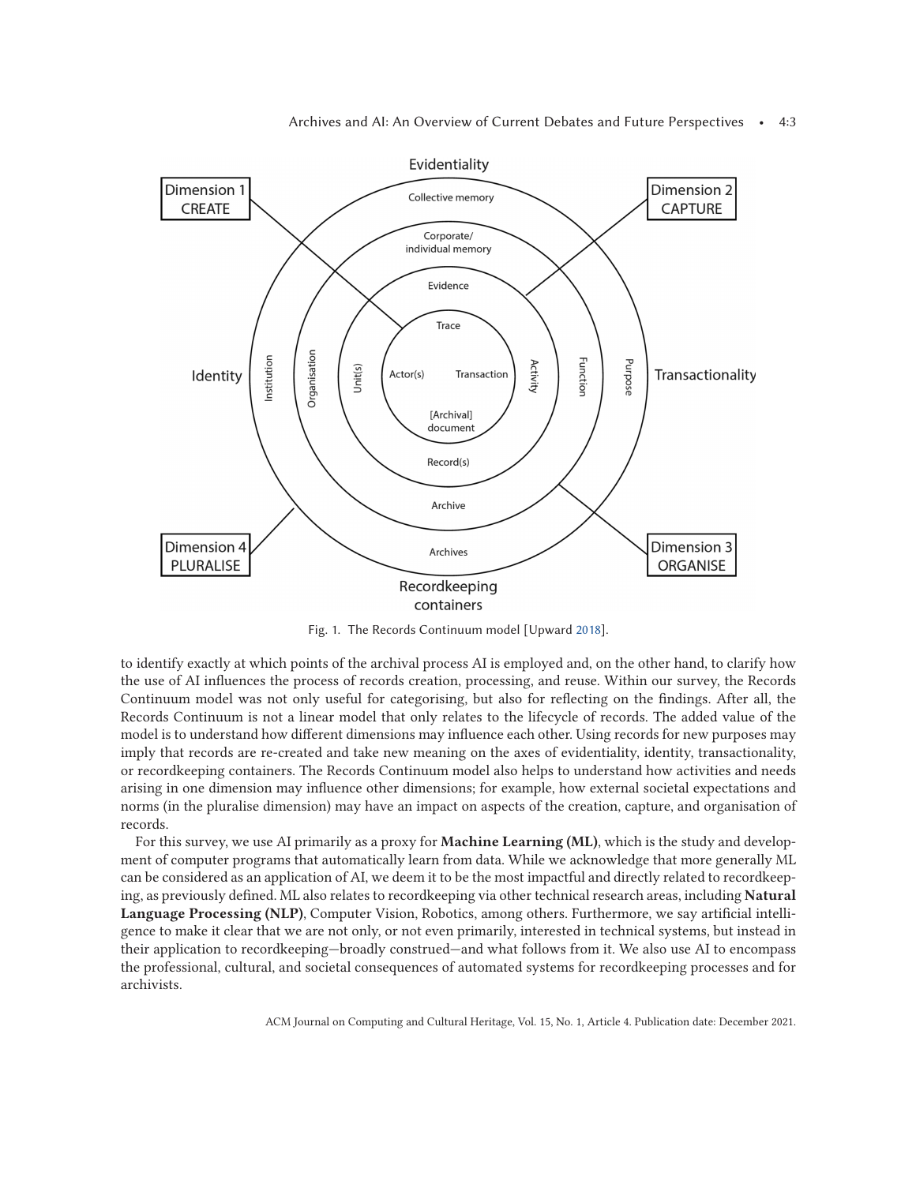Fig. 1. The Records Continuum model [Upward 2018].

to identify exactly at which points of the archival process AI is employed and, on the other hand, to clarify how the use of AI influences the process of records creation, processing, and reuse. Within our survey, the Records Continuum model was not only useful for categorising, but also for reflecting on the findings. After all, the Records Continuum is not a linear model that only relates to the lifecycle of records. The added value of the model is to understand how different dimensions may influence each other. Using records for new purposes may imply that records are re-created and take new meaning on the axes of evidentiality, identity, transactionality, or recordkeeping containers. The Records Continuum model also helps to understand how activities and needs arising in one dimension may influence other dimensions; for example, how external societal expectations and norms (in the pluralise dimension) may have an impact on aspects of the creation, capture, and organisation of records.

For this survey, we use AI primarily as a proxy for **Machine Learning (ML)**, which is the study and development of computer programs that automatically learn from data. While we acknowledge that more generally ML can be considered as an application of AI, we deem it to be the most impactful and directly related to recordkeeping, as previously defined. ML also relates to recordkeeping via other technical research areas, including **Natural Language Processing (NLP)**, Computer Vision, Robotics, among others. Furthermore, we say artificial intelligence to make it clear that we are not only, or not even primarily, interested in technical systems, but instead in their application to recordkeeping—broadly construed—and what follows from it. We also use AI to encompass the professional, cultural, and societal consequences of automated systems for recordkeeping processes and for archivists.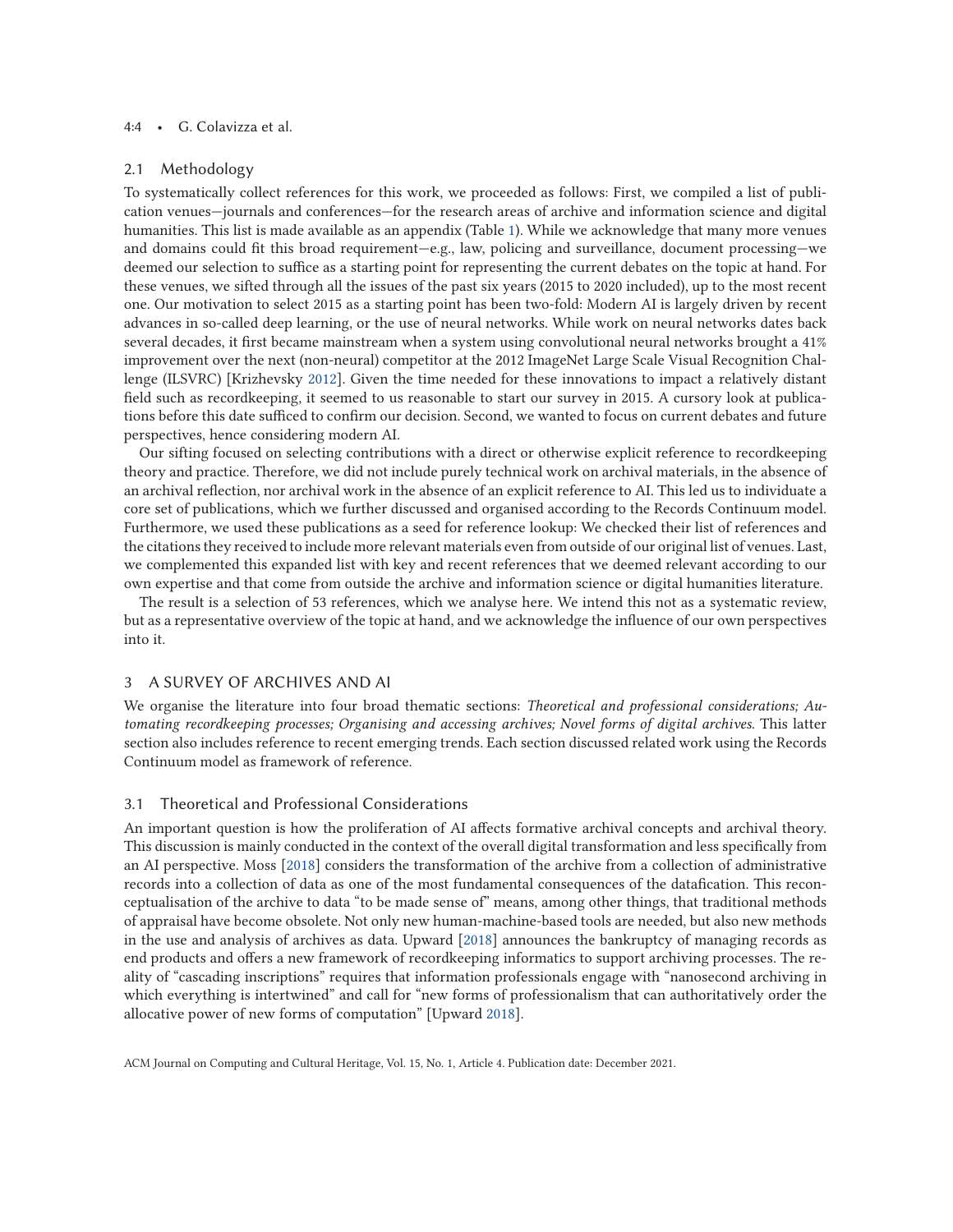### 2.1 Methodology

To systematically collect references for this work, we proceeded as follows: First, we compiled a list of publication venues—journals and conferences—for the research areas of archive and information science and digital humanities. This list is made available as an appendix (Table 1). While we acknowledge that many more venues and domains could fit this broad requirement—e.g., law, policing and surveillance, document processing—we deemed our selection to suffice as a starting point for representing the current debates on the topic at hand. For these venues, we sifted through all the issues of the past six years (2015 to 2020 included), up to the most recent one. Our motivation to select 2015 as a starting point has been two-fold: Modern AI is largely driven by recent advances in so-called deep learning, or the use of neural networks. While work on neural networks dates back several decades, it first became mainstream when a system using convolutional neural networks brought a 41% improvement over the next (non-neural) competitor at the 2012 ImageNet Large Scale Visual Recognition Challenge (ILSVRC) [Krizhevsky 2012]. Given the time needed for these innovations to impact a relatively distant field such as recordkeeping, it seemed to us reasonable to start our survey in 2015. A cursory look at publications before this date sufficed to confirm our decision. Second, we wanted to focus on current debates and future perspectives, hence considering modern AI.

Our sifting focused on selecting contributions with a direct or otherwise explicit reference to recordkeeping theory and practice. Therefore, we did not include purely technical work on archival materials, in the absence of an archival reflection, nor archival work in the absence of an explicit reference to AI. This led us to individuate a core set of publications, which we further discussed and organised according to the Records Continuum model. Furthermore, we used these publications as a seed for reference lookup: We checked their list of references and the citations they received to include more relevant materials even from outside of our original list of venues. Last, we complemented this expanded list with key and recent references that we deemed relevant according to our own expertise and that come from outside the archive and information science or digital humanities literature.

The result is a selection of 53 references, which we analyse here. We intend this not as a systematic review, but as a representative overview of the topic at hand, and we acknowledge the influence of our own perspectives into it.

## 3 A SURVEY OF ARCHIVES AND AI

We organise the literature into four broad thematic sections: *Theoretical and professional considerations; Automating recordkeeping processes; Organising and accessing archives; Novel forms of digital archives*. This latter section also includes reference to recent emerging trends. Each section discussed related work using the Records Continuum model as framework of reference.

### 3.1 Theoretical and Professional Considerations

An important question is how the proliferation of AI affects formative archival concepts and archival theory. This discussion is mainly conducted in the context of the overall digital transformation and less specifically from an AI perspective. Moss [2018] considers the transformation of the archive from a collection of administrative records into a collection of data as one of the most fundamental consequences of the datafication. This reconceptualisation of the archive to data "to be made sense of" means, among other things, that traditional methods of appraisal have become obsolete. Not only new human-machine-based tools are needed, but also new methods in the use and analysis of archives as data. Upward [2018] announces the bankruptcy of managing records as end products and offers a new framework of recordkeeping informatics to support archiving processes. The reality of "cascading inscriptions" requires that information professionals engage with "nanosecond archiving in which everything is intertwined" and call for "new forms of professionalism that can authoritatively order the allocative power of new forms of computation" [Upward 2018].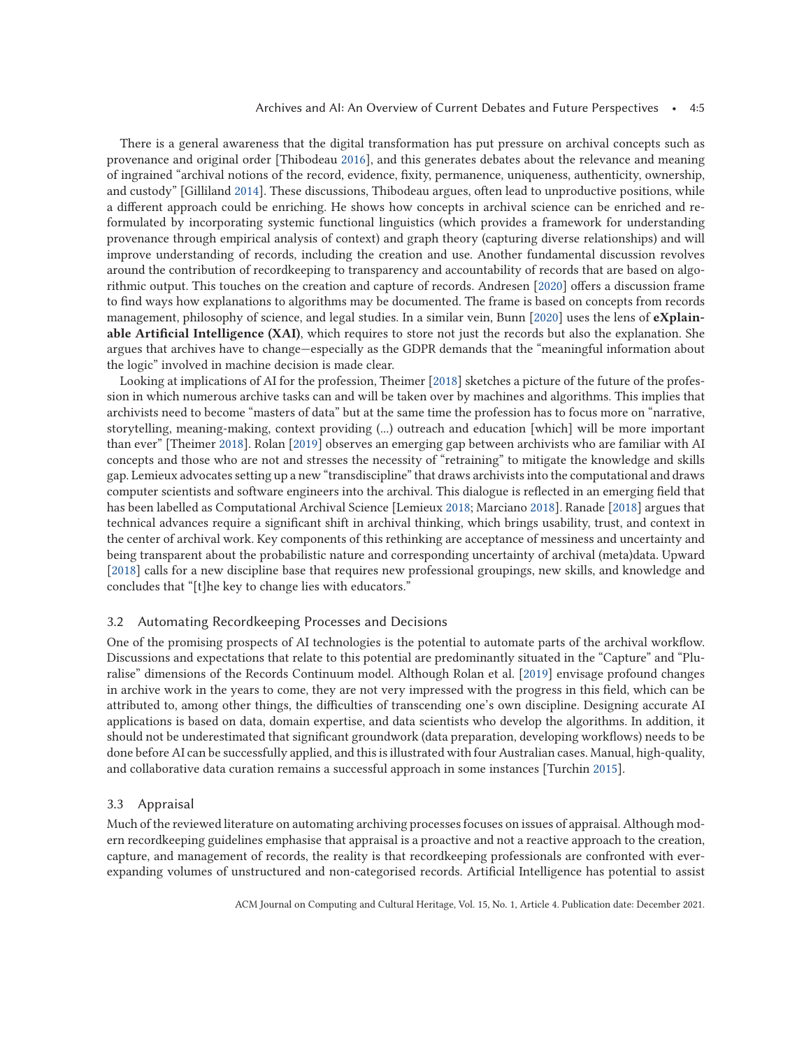There is a general awareness that the digital transformation has put pressure on archival concepts such as provenance and original order [Thibodeau 2016], and this generates debates about the relevance and meaning of ingrained "archival notions of the record, evidence, fixity, permanence, uniqueness, authenticity, ownership, and custody" [Gilliland 2014]. These discussions, Thibodeau argues, often lead to unproductive positions, while a different approach could be enriching. He shows how concepts in archival science can be enriched and reformulated by incorporating systemic functional linguistics (which provides a framework for understanding provenance through empirical analysis of context) and graph theory (capturing diverse relationships) and will improve understanding of records, including the creation and use. Another fundamental discussion revolves around the contribution of recordkeeping to transparency and accountability of records that are based on algorithmic output. This touches on the creation and capture of records. Andresen [2020] offers a discussion frame to find ways how explanations to algorithms may be documented. The frame is based on concepts from records management, philosophy of science, and legal studies. In a similar vein, Bunn [2020] uses the lens of **eXplainable Artificial Intelligence (XAI)**, which requires to store not just the records but also the explanation. She argues that archives have to change—especially as the GDPR demands that the "meaningful information about the logic" involved in machine decision is made clear.

Looking at implications of AI for the profession, Theimer [2018] sketches a picture of the future of the profession in which numerous archive tasks can and will be taken over by machines and algorithms. This implies that archivists need to become "masters of data" but at the same time the profession has to focus more on "narrative, storytelling, meaning-making, context providing (...) outreach and education [which] will be more important than ever" [Theimer 2018]. Rolan [2019] observes an emerging gap between archivists who are familiar with AI concepts and those who are not and stresses the necessity of "retraining" to mitigate the knowledge and skills gap. Lemieux advocates setting up a new "transdiscipline" that draws archivists into the computational and draws computer scientists and software engineers into the archival. This dialogue is reflected in an emerging field that has been labelled as Computational Archival Science [Lemieux 2018; Marciano 2018]. Ranade [2018] argues that technical advances require a significant shift in archival thinking, which brings usability, trust, and context in the center of archival work. Key components of this rethinking are acceptance of messiness and uncertainty and being transparent about the probabilistic nature and corresponding uncertainty of archival (meta)data. Upward [2018] calls for a new discipline base that requires new professional groupings, new skills, and knowledge and concludes that "[t]he key to change lies with educators."

### 3.2 Automating Recordkeeping Processes and Decisions

One of the promising prospects of AI technologies is the potential to automate parts of the archival workflow. Discussions and expectations that relate to this potential are predominantly situated in the "Capture" and "Pluralise" dimensions of the Records Continuum model. Although Rolan et al. [2019] envisage profound changes in archive work in the years to come, they are not very impressed with the progress in this field, which can be attributed to, among other things, the difficulties of transcending one's own discipline. Designing accurate AI applications is based on data, domain expertise, and data scientists who develop the algorithms. In addition, it should not be underestimated that significant groundwork (data preparation, developing workflows) needs to be done before AI can be successfully applied, and this is illustrated with four Australian cases. Manual, high-quality, and collaborative data curation remains a successful approach in some instances [Turchin 2015].

### 3.3 Appraisal

Much of the reviewed literature on automating archiving processes focuses on issues of appraisal. Although modern recordkeeping guidelines emphasise that appraisal is a proactive and not a reactive approach to the creation, capture, and management of records, the reality is that recordkeeping professionals are confronted with ever-expanding volumes of unstructured and non-categorised records. Artificial Intelligence has potential to assist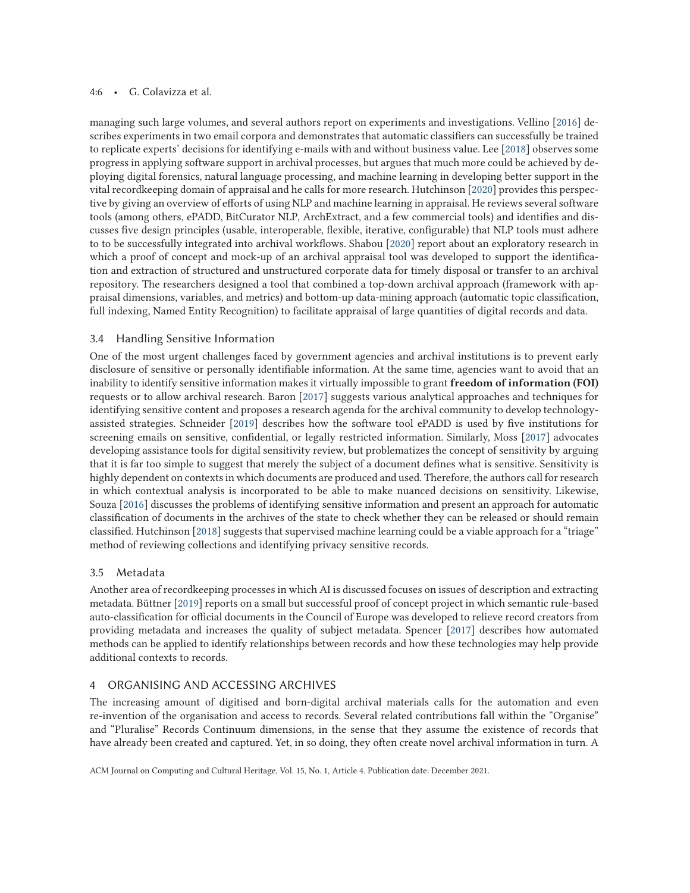managing such large volumes, and several authors report on experiments and investigations. Vellino [2016] describes experiments in two email corpora and demonstrates that automatic classifiers can successfully be trained to replicate experts' decisions for identifying e-mails with and without business value. Lee [2018] observes some progress in applying software support in archival processes, but argues that much more could be achieved by deploying digital forensics, natural language processing, and machine learning in developing better support in the vital recordkeeping domain of appraisal and he calls for more research. Hutchinson [2020] provides this perspective by giving an overview of efforts of using NLP and machine learning in appraisal. He reviews several software tools (among others, ePADD, BitCurator NLP, ArchExtract, and a few commercial tools) and identifies and discusses five design principles (usable, interoperable, flexible, iterative, configurable) that NLP tools must adhere to to be successfully integrated into archival workflows. Shabou [2020] report about an exploratory research in which a proof of concept and mock-up of an archival appraisal tool was developed to support the identification and extraction of structured and unstructured corporate data for timely disposal or transfer to an archival repository. The researchers designed a tool that combined a top-down archival approach (framework with appraisal dimensions, variables, and metrics) and bottom-up data-mining approach (automatic topic classification, full indexing, Named Entity Recognition) to facilitate appraisal of large quantities of digital records and data.

### 3.4 Handling Sensitive Information

One of the most urgent challenges faced by government agencies and archival institutions is to prevent early disclosure of sensitive or personally identifiable information. At the same time, agencies want to avoid that an inability to identify sensitive information makes it virtually impossible to grant **freedom of information (FOI)** requests or to allow archival research. Baron [2017] suggests various analytical approaches and techniques for identifying sensitive content and proposes a research agenda for the archival community to develop technology-assisted strategies. Schneider [2019] describes how the software tool ePADD is used by five institutions for screening emails on sensitive, confidential, or legally restricted information. Similarly, Moss [2017] advocates developing assistance tools for digital sensitivity review, but problematizes the concept of sensitivity by arguing that it is far too simple to suggest that merely the subject of a document defines what is sensitive. Sensitivity is highly dependent on contexts in which documents are produced and used. Therefore, the authors call for research in which contextual analysis is incorporated to be able to make nuanced decisions on sensitivity. Likewise, Souza [2016] discusses the problems of identifying sensitive information and present an approach for automatic classification of documents in the archives of the state to check whether they can be released or should remain classified. Hutchinson [2018] suggests that supervised machine learning could be a viable approach for a "triage" method of reviewing collections and identifying privacy sensitive records.

### 3.5 Metadata

Another area of recordkeeping processes in which AI is discussed focuses on issues of description and extracting metadata. Büttner [2019] reports on a small but successful proof of concept project in which semantic rule-based auto-classification for official documents in the Council of Europe was developed to relieve record creators from providing metadata and increases the quality of subject metadata. Spencer [2017] describes how automated methods can be applied to identify relationships between records and how these technologies may help provide additional contexts to records.

## 4 ORGANISING AND ACCESSING ARCHIVES

The increasing amount of digitised and born-digital archival materials calls for the automation and even re-invention of the organisation and access to records. Several related contributions fall within the "Organise" and "Pluralise" Records Continuum dimensions, in the sense that they assume the existence of records that have already been created and captured. Yet, in so doing, they often create novel archival information in turn. A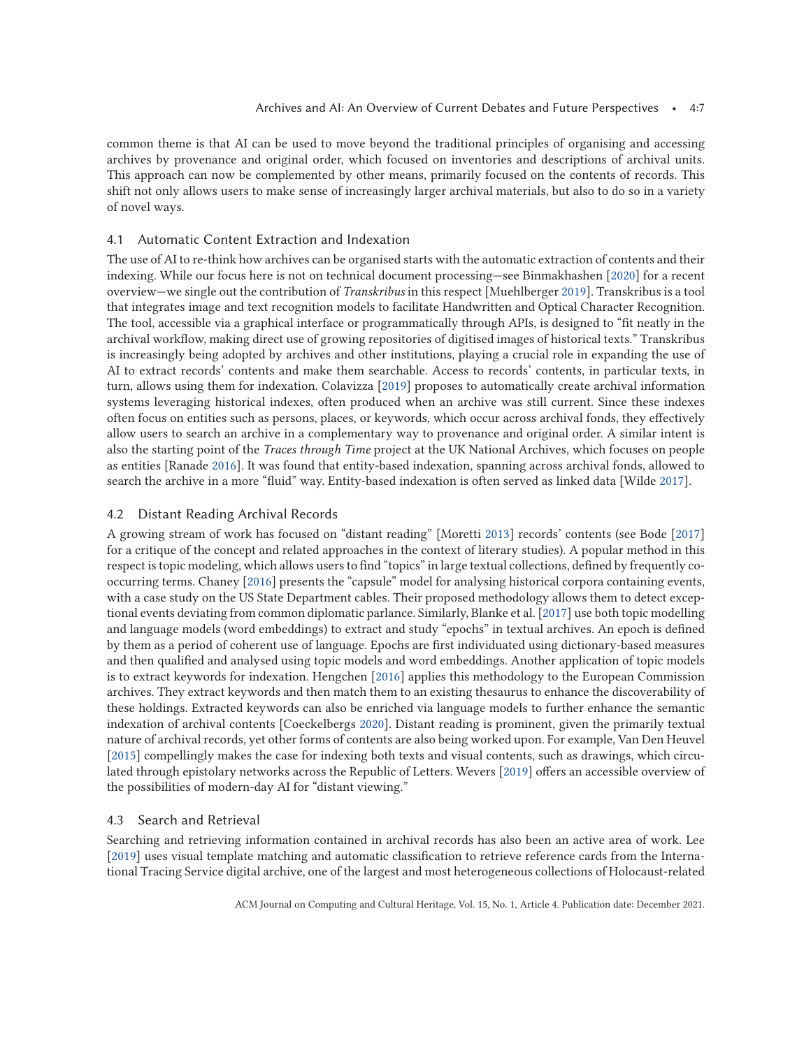common theme is that AI can be used to move beyond the traditional principles of organising and accessing archives by provenance and original order, which focused on inventories and descriptions of archival units. This approach can now be complemented by other means, primarily focused on the contents of records. This shift not only allows users to make sense of increasingly larger archival materials, but also to do so in a variety of novel ways.

### 4.1 Automatic Content Extraction and Indexation

The use of AI to re-think how archives can be organised starts with the automatic extraction of contents and their indexing. While our focus here is not on technical document processing—see Binmakhashen [2020] for a recent overview—we single out the contribution of *Transkribus* in this respect [Muehlberger 2019]. Transkribus is a tool that integrates image and text recognition models to facilitate Handwritten and Optical Character Recognition. The tool, accessible via a graphical interface or programmatically through APIs, is designed to "fit neatly in the archival workflow, making direct use of growing repositories of digitised images of historical texts." Transkribus is increasingly being adopted by archives and other institutions, playing a crucial role in expanding the use of AI to extract records' contents and make them searchable. Access to records' contents, in particular texts, in turn, allows using them for indexation. Colavizza [2019] proposes to automatically create archival information systems leveraging historical indexes, often produced when an archive was still current. Since these indexes often focus on entities such as persons, places, or keywords, which occur across archival fonds, they effectively allow users to search an archive in a complementary way to provenance and original order. A similar intent is also the starting point of the *Traces through Time* project at the UK National Archives, which focuses on people as entities [Ranade 2016]. It was found that entity-based indexation, spanning across archival fonds, allowed to search the archive in a more "fluid" way. Entity-based indexation is often served as linked data [Wilde 2017].

### 4.2 Distant Reading Archival Records

A growing stream of work has focused on "distant reading" [Moretti 2013] records' contents (see Bode [2017] for a critique of the concept and related approaches in the context of literary studies). A popular method in this respect is topic modeling, which allows users to find "topics" in large textual collections, defined by frequently co-occurring terms. Chaney [2016] presents the "capsule" model for analysing historical corpora containing events, with a case study on the US State Department cables. Their proposed methodology allows them to detect exceptional events deviating from common diplomatic parlance. Similarly, Blanke et al. [2017] use both topic modelling and language models (word embeddings) to extract and study "epochs" in textual archives. An epoch is defined by them as a period of coherent use of language. Epochs are first individuated using dictionary-based measures and then qualified and analysed using topic models and word embeddings. Another application of topic models is to extract keywords for indexation. Hengchen [2016] applies this methodology to the European Commission archives. They extract keywords and then match them to an existing thesaurus to enhance the discoverability of these holdings. Extracted keywords can also be enriched via language models to further enhance the semantic indexation of archival contents [Coeckelbergs 2020]. Distant reading is prominent, given the primarily textual nature of archival records, yet other forms of contents are also being worked upon. For example, Van Den Heuvel [2015] compellingly makes the case for indexing both texts and visual contents, such as drawings, which circulated through epistolary networks across the Republic of Letters. Wevers [2019] offers an accessible overview of the possibilities of modern-day AI for "distant viewing."

### 4.3 Search and Retrieval

Searching and retrieving information contained in archival records has also been an active area of work. Lee [2019] uses visual template matching and automatic classification to retrieve reference cards from the International Tracing Service digital archive, one of the largest and most heterogeneous collections of Holocaust-related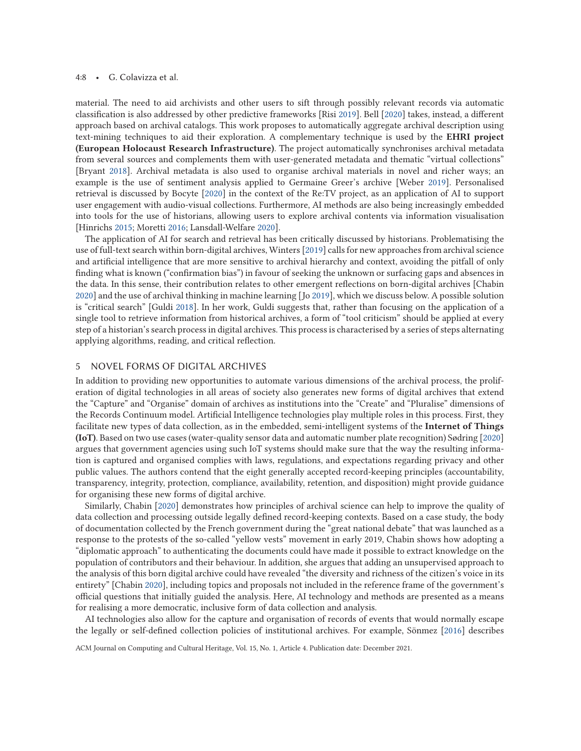material. The need to aid archivists and other users to sift through possibly relevant records via automatic classification is also addressed by other predictive frameworks [Risi 2019]. Bell [2020] takes, instead, a different approach based on archival catalogs. This work proposes to automatically aggregate archival description using text-mining techniques to aid their exploration. A complementary technique is used by the **EHRI project (European Holocaust Research Infrastructure)**. The project automatically synchronises archival metadata from several sources and complements them with user-generated metadata and thematic "virtual collections" [Bryant 2018]. Archival metadata is also used to organise archival materials in novel and richer ways; an example is the use of sentiment analysis applied to Germaine Greer's archive [Weber 2019]. Personalised retrieval is discussed by Bocyte [2020] in the context of the Re:TV project, as an application of AI to support user engagement with audio-visual collections. Furthermore, AI methods are also being increasingly embedded into tools for the use of historians, allowing users to explore archival contents via information visualisation [Hinrichs 2015; Moretti 2016; Lansdall-Welfare 2020].

The application of AI for search and retrieval has been critically discussed by historians. Problematising the use of full-text search within born-digital archives, Winters [2019] calls for new approaches from archival science and artificial intelligence that are more sensitive to archival hierarchy and context, avoiding the pitfall of only finding what is known ("confirmation bias") in favour of seeking the unknown or surfacing gaps and absences in the data. In this sense, their contribution relates to other emergent reflections on born-digital archives [Chabin 2020] and the use of archival thinking in machine learning [Jo 2019], which we discuss below. A possible solution is "critical search" [Guldi 2018]. In her work, Guldi suggests that, rather than focusing on the application of a single tool to retrieve information from historical archives, a form of "tool criticism" should be applied at every step of a historian's search process in digital archives. This process is characterised by a series of steps alternating applying algorithms, reading, and critical reflection.

## 5 NOVEL FORMS OF DIGITAL ARCHIVES

In addition to providing new opportunities to automate various dimensions of the archival process, the proliferation of digital technologies in all areas of society also generates new forms of digital archives that extend the "Capture" and "Organise" domain of archives as institutions into the "Create" and "Pluralise" dimensions of the Records Continuum model. Artificial Intelligence technologies play multiple roles in this process. First, they facilitate new types of data collection, as in the embedded, semi-intelligent systems of the **Internet of Things (IoT)**. Based on two use cases (water-quality sensor data and automatic number plate recognition) Sødring [2020] argues that government agencies using such IoT systems should make sure that the way the resulting information is captured and organised complies with laws, regulations, and expectations regarding privacy and other public values. The authors contend that the eight generally accepted record-keeping principles (accountability, transparency, integrity, protection, compliance, availability, retention, and disposition) might provide guidance for organising these new forms of digital archive.

Similarly, Chabin [2020] demonstrates how principles of archival science can help to improve the quality of data collection and processing outside legally defined record-keeping contexts. Based on a case study, the body of documentation collected by the French government during the "great national debate" that was launched as a response to the protests of the so-called "yellow vests" movement in early 2019, Chabin shows how adopting a "diplomatic approach" to authenticating the documents could have made it possible to extract knowledge on the population of contributors and their behaviour. In addition, she argues that adding an unsupervised approach to the analysis of this born digital archive could have revealed "the diversity and richness of the citizen's voice in its entirety" [Chabin 2020], including topics and proposals not included in the reference frame of the government's official questions that initially guided the analysis. Here, AI technology and methods are presented as a means for realising a more democratic, inclusive form of data collection and analysis.

AI technologies also allow for the capture and organisation of records of events that would normally escape the legally or self-defined collection policies of institutional archives. For example, Sönmez [2016] describes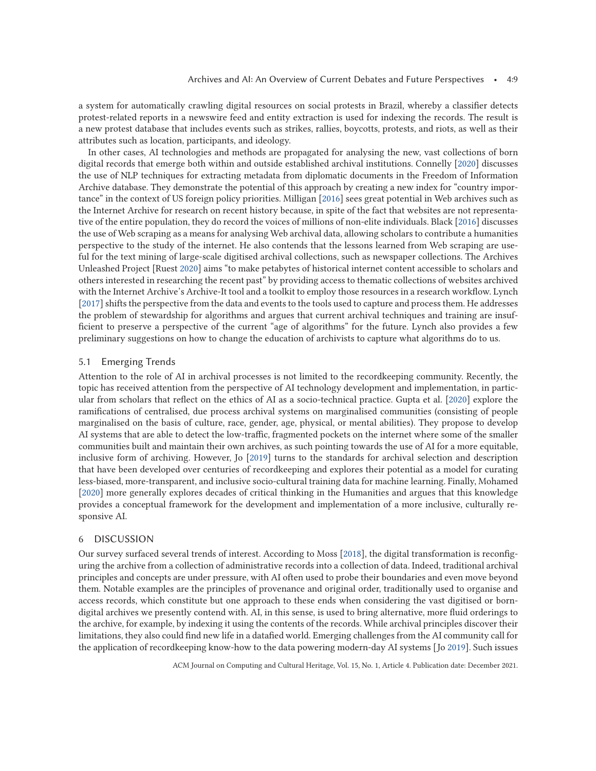a system for automatically crawling digital resources on social protests in Brazil, whereby a classifier detects protest-related reports in a newswire feed and entity extraction is used for indexing the records. The result is a new protest database that includes events such as strikes, rallies, boycotts, protests, and riots, as well as their attributes such as location, participants, and ideology.

In other cases, AI technologies and methods are propagated for analysing the new, vast collections of born digital records that emerge both within and outside established archival institutions. Connelly [2020] discusses the use of NLP techniques for extracting metadata from diplomatic documents in the Freedom of Information Archive database. They demonstrate the potential of this approach by creating a new index for "country importance" in the context of US foreign policy priorities. Milligan [2016] sees great potential in Web archives such as the Internet Archive for research on recent history because, in spite of the fact that websites are not representative of the entire population, they do record the voices of millions of non-elite individuals. Black [2016] discusses the use of Web scraping as a means for analysing Web archival data, allowing scholars to contribute a humanities perspective to the study of the internet. He also contends that the lessons learned from Web scraping are useful for the text mining of large-scale digitised archival collections, such as newspaper collections. The Archives Unleashed Project [Ruest 2020] aims "to make petabytes of historical internet content accessible to scholars and others interested in researching the recent past" by providing access to thematic collections of websites archived with the Internet Archive's Archive-It tool and a toolkit to employ those resources in a research workflow. Lynch [2017] shifts the perspective from the data and events to the tools used to capture and process them. He addresses the problem of stewardship for algorithms and argues that current archival techniques and training are insufficient to preserve a perspective of the current "age of algorithms" for the future. Lynch also provides a few preliminary suggestions on how to change the education of archivists to capture what algorithms do to us.

### 5.1 Emerging Trends

Attention to the role of AI in archival processes is not limited to the recordkeeping community. Recently, the topic has received attention from the perspective of AI technology development and implementation, in particular from scholars that reflect on the ethics of AI as a socio-technical practice. Gupta et al. [2020] explore the ramifications of centralised, due process archival systems on marginalised communities (consisting of people marginalised on the basis of culture, race, gender, age, physical, or mental abilities). They propose to develop AI systems that are able to detect the low-traffic, fragmented pockets on the internet where some of the smaller communities built and maintain their own archives, as such pointing towards the use of AI for a more equitable, inclusive form of archiving. However, Jo [2019] turns to the standards for archival selection and description that have been developed over centuries of recordkeeping and explores their potential as a model for curating less-biased, more-transparent, and inclusive socio-cultural training data for machine learning. Finally, Mohamed [2020] more generally explores decades of critical thinking in the Humanities and argues that this knowledge provides a conceptual framework for the development and implementation of a more inclusive, culturally responsive AI.

## 6 DISCUSSION

Our survey surfaced several trends of interest. According to Moss [2018], the digital transformation is reconfiguring the archive from a collection of administrative records into a collection of data. Indeed, traditional archival principles and concepts are under pressure, with AI often used to probe their boundaries and even move beyond them. Notable examples are the principles of provenance and original order, traditionally used to organise and access records, which constitute but one approach to these ends when considering the vast digitised or born-digital archives we presently contend with. AI, in this sense, is used to bring alternative, more fluid orderings to the archive, for example, by indexing it using the contents of the records. While archival principles discover their limitations, they also could find new life in a datafied world. Emerging challenges from the AI community call for the application of recordkeeping know-how to the data powering modern-day AI systems [Jo 2019]. Such issues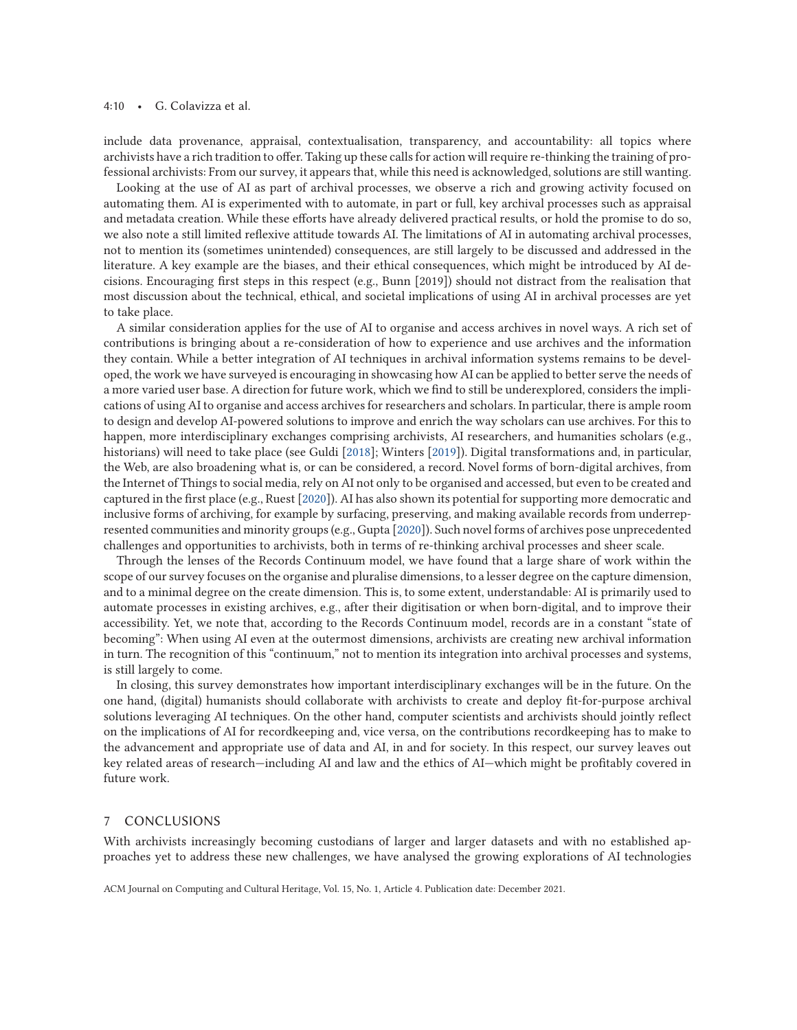include data provenance, appraisal, contextualisation, transparency, and accountability: all topics where archivists have a rich tradition to offer. Taking up these calls for action will require re-thinking the training of professional archivists: From our survey, it appears that, while this need is acknowledged, solutions are still wanting.

Looking at the use of AI as part of archival processes, we observe a rich and growing activity focused on automating them. AI is experimented with to automate, in part or full, key archival processes such as appraisal and metadata creation. While these efforts have already delivered practical results, or hold the promise to do so, we also note a still limited reflexive attitude towards AI. The limitations of AI in automating archival processes, not to mention its (sometimes unintended) consequences, are still largely to be discussed and addressed in the literature. A key example are the biases, and their ethical consequences, which might be introduced by AI decisions. Encouraging first steps in this respect (e.g., Bunn [2019]) should not distract from the realisation that most discussion about the technical, ethical, and societal implications of using AI in archival processes are yet to take place.

A similar consideration applies for the use of AI to organise and access archives in novel ways. A rich set of contributions is bringing about a re-consideration of how to experience and use archives and the information they contain. While a better integration of AI techniques in archival information systems remains to be developed, the work we have surveyed is encouraging in showcasing how AI can be applied to better serve the needs of a more varied user base. A direction for future work, which we find to still be underexplored, considers the implications of using AI to organise and access archives for researchers and scholars. In particular, there is ample room to design and develop AI-powered solutions to improve and enrich the way scholars can use archives. For this to happen, more interdisciplinary exchanges comprising archivists, AI researchers, and humanities scholars (e.g., historians) will need to take place (see Guldi [2018]; Winters [2019]). Digital transformations and, in particular, the Web, are also broadening what is, or can be considered, a record. Novel forms of born-digital archives, from the Internet of Things to social media, rely on AI not only to be organised and accessed, but even to be created and captured in the first place (e.g., Ruest [2020]). AI has also shown its potential for supporting more democratic and inclusive forms of archiving, for example by surfacing, preserving, and making available records from underrepresented communities and minority groups (e.g., Gupta [2020]). Such novel forms of archives pose unprecedented challenges and opportunities to archivists, both in terms of re-thinking archival processes and sheer scale.

Through the lenses of the Records Continuum model, we have found that a large share of work within the scope of our survey focuses on the organise and pluralise dimensions, to a lesser degree on the capture dimension, and to a minimal degree on the create dimension. This is, to some extent, understandable: AI is primarily used to automate processes in existing archives, e.g., after their digitisation or when born-digital, and to improve their accessibility. Yet, we note that, according to the Records Continuum model, records are in a constant "state of becoming": When using AI even at the outermost dimensions, archivists are creating new archival information in turn. The recognition of this "continuum," not to mention its integration into archival processes and systems, is still largely to come.

In closing, this survey demonstrates how important interdisciplinary exchanges will be in the future. On the one hand, (digital) humanists should collaborate with archivists to create and deploy fit-for-purpose archival solutions leveraging AI techniques. On the other hand, computer scientists and archivists should jointly reflect on the implications of AI for recordkeeping and, vice versa, on the contributions recordkeeping has to make to the advancement and appropriate use of data and AI, in and for society. In this respect, our survey leaves out key related areas of research—including AI and law and the ethics of AI—which might be profitably covered in future work.

## 7 CONCLUSIONS

With archivists increasingly becoming custodians of larger and larger datasets and with no established approaches yet to address these new challenges, we have analysed the growing explorations of AI technologies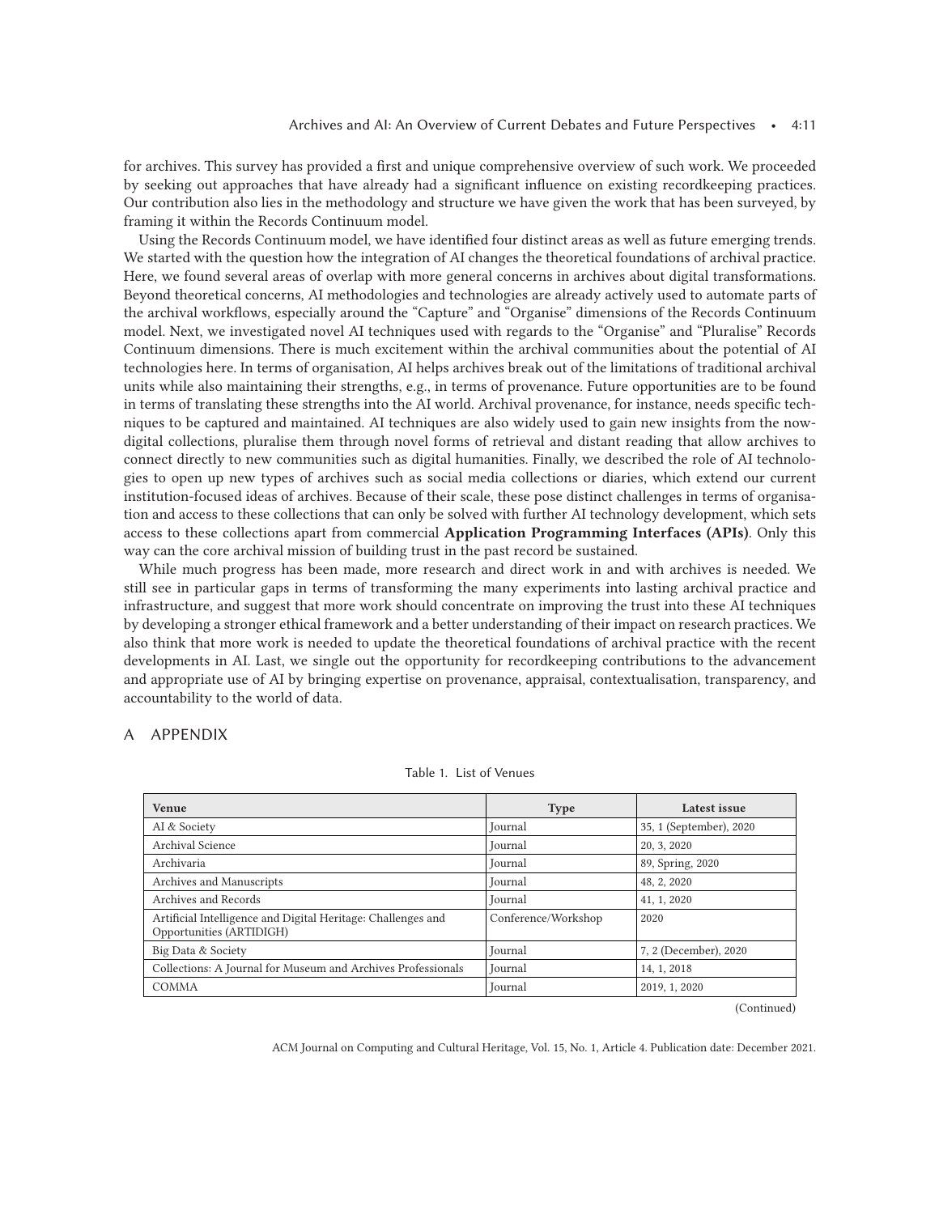for archives. This survey has provided a first and unique comprehensive overview of such work. We proceeded by seeking out approaches that have already had a significant influence on existing recordkeeping practices. Our contribution also lies in the methodology and structure we have given the work that has been surveyed, by framing it within the Records Continuum model.

Using the Records Continuum model, we have identified four distinct areas as well as future emerging trends. We started with the question how the integration of AI changes the theoretical foundations of archival practice. Here, we found several areas of overlap with more general concerns in archives about digital transformations. Beyond theoretical concerns, AI methodologies and technologies are already actively used to automate parts of the archival workflows, especially around the "Capture" and "Organise" dimensions of the Records Continuum model. Next, we investigated novel AI techniques used with regards to the "Organise" and "Pluralise" Records Continuum dimensions. There is much excitement within the archival communities about the potential of AI technologies here. In terms of organisation, AI helps archives break out of the limitations of traditional archival units while also maintaining their strengths, e.g., in terms of provenance. Future opportunities are to be found in terms of translating these strengths into the AI world. Archival provenance, for instance, needs specific techniques to be captured and maintained. AI techniques are also widely used to gain new insights from the now-digital collections, pluralise them through novel forms of retrieval and distant reading that allow archives to connect directly to new communities such as digital humanities. Finally, we described the role of AI technologies to open up new types of archives such as social media collections or diaries, which extend our current institution-focused ideas of archives. Because of their scale, these pose distinct challenges in terms of organisation and access to these collections that can only be solved with further AI technology development, which sets access to these collections apart from commercial **Application Programming Interfaces (APIs)**. Only this way can the core archival mission of building trust in the past record be sustained.

While much progress has been made, more research and direct work in and with archives is needed. We still see in particular gaps in terms of transforming the many experiments into lasting archival practice and infrastructure, and suggest that more work should concentrate on improving the trust into these AI techniques by developing a stronger ethical framework and a better understanding of their impact on research practices. We also think that more work is needed to update the theoretical foundations of archival practice with the recent developments in AI. Last, we single out the opportunity for recordkeeping contributions to the advancement and appropriate use of AI by bringing expertise on provenance, appraisal, contextualisation, transparency, and accountability to the world of data.

## A APPENDIX

Table 1. List of Venues

| Venue | Type | Latest issue |
|---|---|---|
| AI & Society | Journal | 35, 1 (September), 2020 |
| Archival Science | Journal | 20, 3, 2020 |
| Archivaria | Journal | 89, Spring, 2020 |
| Archives and Manuscripts | Journal | 48, 2, 2020 |
| Archives and Records | Journal | 41, 1, 2020 |
| Artificial Intelligence and Digital Heritage: Challenges and Opportunities (ARTIDIGH) | Conference/Workshop | 2020 |
| Big Data & Society | Journal | 7, 2 (December), 2020 |
| Collections: A Journal for Museum and Archives Professionals | Journal | 14, 1, 2018 |
| COMMA | Journal | 2019, 1, 2020 |

(Continued)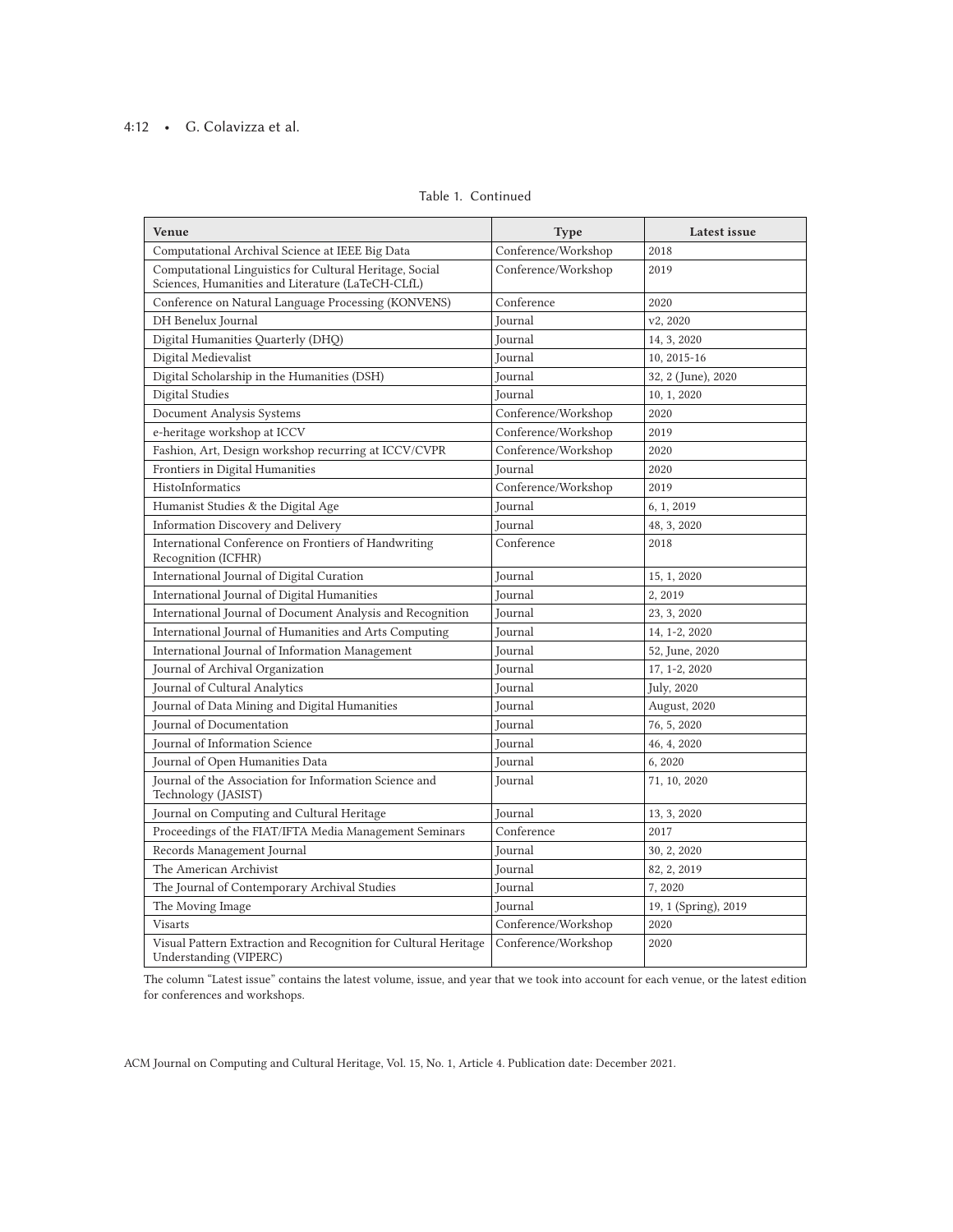Table 1. Continued

| Venue | Type | Latest issue |
|---|---|---|
| Computational Archival Science at IEEE Big Data | Conference/Workshop | 2018 |
| Computational Linguistics for Cultural Heritage, Social Sciences, Humanities and Literature (LaTeCH-CLfL) | Conference/Workshop | 2019 |
| Conference on Natural Language Processing (KONVENS) | Conference | 2020 |
| DH Benelux Journal | Journal | v2, 2020 |
| Digital Humanities Quarterly (DHQ) | Journal | 14, 3, 2020 |
| Digital Medievalist | Journal | 10, 2015-16 |
| Digital Scholarship in the Humanities (DSH) | Journal | 32, 2 (June), 2020 |
| Digital Studies | Journal | 10, 1, 2020 |
| Document Analysis Systems | Conference/Workshop | 2020 |
| e-heritage workshop at ICCV | Conference/Workshop | 2019 |
| Fashion, Art, Design workshop recurring at ICCV/CVPR | Conference/Workshop | 2020 |
| Frontiers in Digital Humanities | Journal | 2020 |
| HistoInformatics | Conference/Workshop | 2019 |
| Humanist Studies & the Digital Age | Journal | 6, 1, 2019 |
| Information Discovery and Delivery | Journal | 48, 3, 2020 |
| International Conference on Frontiers of Handwriting Recognition (ICFHR) | Conference | 2018 |
| International Journal of Digital Curation | Journal | 15, 1, 2020 |
| International Journal of Digital Humanities | Journal | 2, 2019 |
| International Journal of Document Analysis and Recognition | Journal | 23, 3, 2020 |
| International Journal of Humanities and Arts Computing | Journal | 14, 1-2, 2020 |
| International Journal of Information Management | Journal | 52, June, 2020 |
| Journal of Archival Organization | Journal | 17, 1-2, 2020 |
| Journal of Cultural Analytics | Journal | July, 2020 |
| Journal of Data Mining and Digital Humanities | Journal | August, 2020 |
| Journal of Documentation | Journal | 76, 5, 2020 |
| Journal of Information Science | Journal | 46, 4, 2020 |
| Journal of Open Humanities Data | Journal | 6, 2020 |
| Journal of the Association for Information Science and Technology (JASIST) | Journal | 71, 10, 2020 |
| Journal on Computing and Cultural Heritage | Journal | 13, 3, 2020 |
| Proceedings of the FIAT/IFTA Media Management Seminars | Conference | 2017 |
| Records Management Journal | Journal | 30, 2, 2020 |
| The American Archivist | Journal | 82, 2, 2019 |
| The Journal of Contemporary Archival Studies | Journal | 7, 2020 |
| The Moving Image | Journal | 19, 1 (Spring), 2019 |
| Visarts | Conference/Workshop | 2020 |
| Visual Pattern Extraction and Recognition for Cultural Heritage Understanding (VIPERC) | Conference/Workshop | 2020 |

The column "Latest issue" contains the latest volume, issue, and year that we took into account for each venue, or the latest edition for conferences and workshops.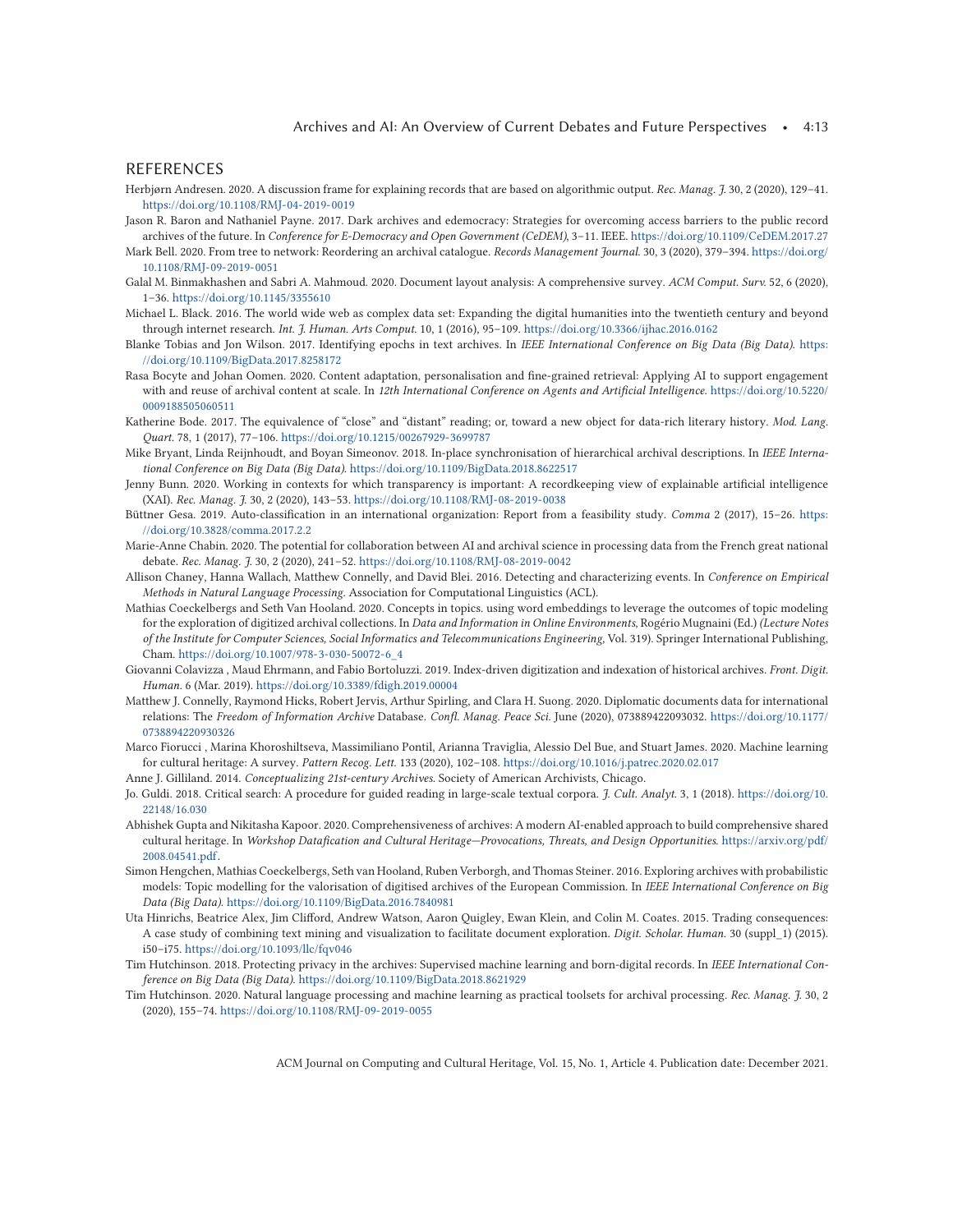## REFERENCES

Herbjørn Andresen. 2020. A discussion frame for explaining records that are based on algorithmic output. *Rec. Manag. J.* 30, 2 (2020), 129–41. https://doi.org/10.1108/RMJ-04-2019-0019

Jason R. Baron and Nathaniel Payne. 2017. Dark archives and edemocracy: Strategies for overcoming access barriers to the public record archives of the future. In *Conference for E-Democracy and Open Government (CeDEM)*, 3–11. IEEE. https://doi.org/10.1109/CeDEM.2017.27

Mark Bell. 2020. From tree to network: Reordering an archival catalogue. *Records Management Journal*. 30, 3 (2020), 379–394. https://doi.org/10.1108/RMJ-09-2019-0051

Galal M. Binmakhashen and Sabri A. Mahmoud. 2020. Document layout analysis: A comprehensive survey. *ACM Comput. Surv.* 52, 6 (2020), 1–36. https://doi.org/10.1145/3355610

Michael L. Black. 2016. The world wide web as complex data set: Expanding the digital humanities into the twentieth century and beyond through internet research. *Int. J. Human. Arts Comput.* 10, 1 (2016), 95–109. https://doi.org/10.3366/ijhac.2016.0162

Blanke Tobias and Jon Wilson. 2017. Identifying epochs in text archives. In *IEEE International Conference on Big Data (Big Data)*. https://doi.org/10.1109/BigData.2017.8258172

Rasa Bocyte and Johan Oomen. 2020. Content adaptation, personalisation and fine-grained retrieval: Applying AI to support engagement with and reuse of archival content at scale. In *12th International Conference on Agents and Artificial Intelligence*. https://doi.org/10.5220/0009188505060511

Katherine Bode. 2017. The equivalence of "close" and "distant" reading; or, toward a new object for data-rich literary history. *Mod. Lang. Quart.* 78, 1 (2017), 77–106. https://doi.org/10.1215/00267929-3699787

Mike Bryant, Linda Reijnhoudt, and Boyan Simeonov. 2018. In-place synchronisation of hierarchical archival descriptions. In *IEEE International Conference on Big Data (Big Data)*. https://doi.org/10.1109/BigData.2018.8622517

Jenny Bunn. 2020. Working in contexts for which transparency is important: A recordkeeping view of explainable artificial intelligence (XAI). *Rec. Manag. J.* 30, 2 (2020), 143–53. https://doi.org/10.1108/RMJ-08-2019-0038

Büttner Gesa. 2019. Auto-classification in an international organization: Report from a feasibility study. *Comma* 2 (2017), 15–26. https://doi.org/10.3828/comma.2017.2.2

Marie-Anne Chabin. 2020. The potential for collaboration between AI and archival science in processing data from the French great national debate. *Rec. Manag. J.* 30, 2 (2020), 241–52. https://doi.org/10.1108/RMJ-08-2019-0042

Allison Chaney, Hanna Wallach, Matthew Connelly, and David Blei. 2016. Detecting and characterizing events. In *Conference on Empirical Methods in Natural Language Processing*. Association for Computational Linguistics (ACL).

Mathias Coeckelbergs and Seth Van Hooland. 2020. Concepts in topics. using word embeddings to leverage the outcomes of topic modeling for the exploration of digitized archival collections. In *Data and Information in Online Environments*, Rogério Mugnaini (Ed.) *(Lecture Notes of the Institute for Computer Sciences, Social Informatics and Telecommunications Engineering*, Vol. 319). Springer International Publishing, Cham. https://doi.org/10.1007/978-3-030-50072-6_4

Giovanni Colavizza , Maud Ehrmann, and Fabio Bortoluzzi. 2019. Index-driven digitization and indexation of historical archives. *Front. Digit. Human.* 6 (Mar. 2019). https://doi.org/10.3389/fdigh.2019.00004

Matthew J. Connelly, Raymond Hicks, Robert Jervis, Arthur Spirling, and Clara H. Suong. 2020. Diplomatic documents data for international relations: The *Freedom of Information Archive* Database. *Confl. Manag. Peace Sci.* June (2020), 073889422093032. https://doi.org/10.1177/0738894220930326

Marco Fiorucci , Marina Khoroshiltseva, Massimiliano Pontil, Arianna Traviglia, Alessio Del Bue, and Stuart James. 2020. Machine learning for cultural heritage: A survey. *Pattern Recog. Lett.* 133 (2020), 102–108. https://doi.org/10.1016/j.patrec.2020.02.017

Anne J. Gilliland. 2014. *Conceptualizing 21st-century Archives.* Society of American Archivists, Chicago.

Jo. Guldi. 2018. Critical search: A procedure for guided reading in large-scale textual corpora. *J. Cult. Analyt.* 3, 1 (2018). https://doi.org/10.22148/16.030

Abhishek Gupta and Nikitasha Kapoor. 2020. Comprehensiveness of archives: A modern AI-enabled approach to build comprehensive shared cultural heritage. In *Workshop Datafication and Cultural Heritage—Provocations, Threats, and Design Opportunities*. https://arxiv.org/pdf/2008.04541.pdf.

Simon Hengchen, Mathias Coeckelbergs, Seth van Hooland, Ruben Verborgh, and Thomas Steiner. 2016. Exploring archives with probabilistic models: Topic modelling for the valorisation of digitised archives of the European Commission. In *IEEE International Conference on Big Data (Big Data)*. https://doi.org/10.1109/BigData.2016.7840981

Uta Hinrichs, Beatrice Alex, Jim Clifford, Andrew Watson, Aaron Quigley, Ewan Klein, and Colin M. Coates. 2015. Trading consequences: A case study of combining text mining and visualization to facilitate document exploration. *Digit. Scholar. Human.* 30 (suppl_1) (2015). i50–i75. https://doi.org/10.1093/llc/fqv046

Tim Hutchinson. 2018. Protecting privacy in the archives: Supervised machine learning and born-digital records. In *IEEE International Conference on Big Data (Big Data)*. https://doi.org/10.1109/BigData.2018.8621929

Tim Hutchinson. 2020. Natural language processing and machine learning as practical toolsets for archival processing. *Rec. Manag. J.* 30, 2 (2020), 155–74. https://doi.org/10.1108/RMJ-09-2019-0055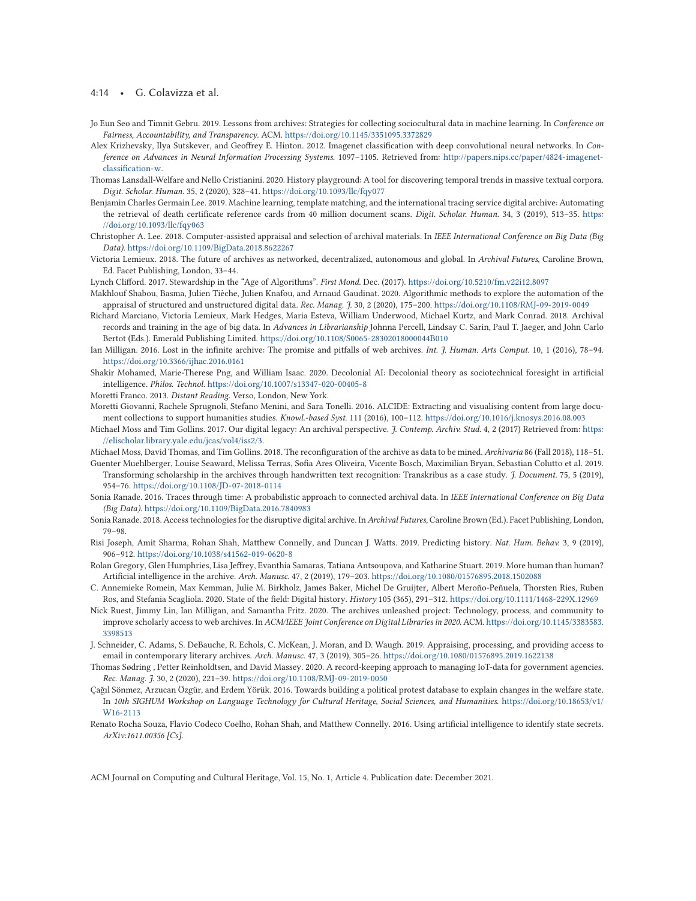Jo Eun Seo and Timnit Gebru. 2019. Lessons from archives: Strategies for collecting sociocultural data in machine learning. In *Conference on Fairness, Accountability, and Transparency*. ACM. https://doi.org/10.1145/3351095.3372829

Alex Krizhevsky, Ilya Sutskever, and Geoffrey E. Hinton. 2012. Imagenet classification with deep convolutional neural networks. In *Conference on Advances in Neural Information Processing Systems*. 1097–1105. Retrieved from: http://papers.nips.cc/paper/4824-imagenet-classification-w.

Thomas Lansdall-Welfare and Nello Cristianini. 2020. History playground: A tool for discovering temporal trends in massive textual corpora. *Digit. Scholar. Human.* 35, 2 (2020), 328–41. https://doi.org/10.1093/llc/fqy077

Benjamin Charles Germain Lee. 2019. Machine learning, template matching, and the international tracing service digital archive: Automating the retrieval of death certificate reference cards from 40 million document scans. *Digit. Scholar. Human.* 34, 3 (2019), 513–35. https://doi.org/10.1093/llc/fqy063

Christopher A. Lee. 2018. Computer-assisted appraisal and selection of archival materials. In *IEEE International Conference on Big Data (Big Data)*. https://doi.org/10.1109/BigData.2018.8622267

Victoria Lemieux. 2018. The future of archives as networked, decentralized, autonomous and global. In *Archival Futures*, Caroline Brown, Ed. Facet Publishing, London, 33–44.

Lynch Clifford. 2017. Stewardship in the "Age of Algorithms". *First Mond.* Dec. (2017). https://doi.org/10.5210/fm.v22i12.8097

Makhlouf Shabou, Basma, Julien Tièche, Julien Knafou, and Arnaud Gaudinat. 2020. Algorithmic methods to explore the automation of the appraisal of structured and unstructured digital data. *Rec. Manag. J.* 30, 2 (2020), 175–200. https://doi.org/10.1108/RMJ-09-2019-0049

Richard Marciano, Victoria Lemieux, Mark Hedges, Maria Esteva, William Underwood, Michael Kurtz, and Mark Conrad. 2018. Archival records and training in the age of big data. In *Advances in Librarianship* Johnna Percell, Lindsay C. Sarin, Paul T. Jaeger, and John Carlo Bertot (Eds.). Emerald Publishing Limited. https://doi.org/10.1108/S0065-28302018000044B010

Ian Milligan. 2016. Lost in the infinite archive: The promise and pitfalls of web archives. *Int. J. Human. Arts Comput.* 10, 1 (2016), 78–94. https://doi.org/10.3366/ijhac.2016.0161

Shakir Mohamed, Marie-Therese Png, and William Isaac. 2020. Decolonial AI: Decolonial theory as sociotechnical foresight in artificial intelligence. *Philos. Technol.* https://doi.org/10.1007/s13347-020-00405-8

Moretti Franco. 2013. *Distant Reading*. Verso, London, New York.

Moretti Giovanni, Rachele Sprugnoli, Stefano Menini, and Sara Tonelli. 2016. ALCIDE: Extracting and visualising content from large document collections to support humanities studies. *Knowl.-based Syst.* 111 (2016), 100–112. https://doi.org/10.1016/j.knosys.2016.08.003

Michael Moss and Tim Gollins. 2017. Our digital legacy: An archival perspective. *J. Contemp. Archiv. Stud.* 4, 2 (2017) Retrieved from: https://elischolar.library.yale.edu/jcas/vol4/iss2/3.

Michael Moss, David Thomas, and Tim Gollins. 2018. The reconfiguration of the archive as data to be mined. *Archivaria* 86 (Fall 2018), 118–51.

Guenter Muehlberger, Louise Seaward, Melissa Terras, Sofia Ares Oliveira, Vicente Bosch, Maximilian Bryan, Sebastian Colutto et al. 2019. Transforming scholarship in the archives through handwritten text recognition: Transkribus as a case study. *J. Document.* 75, 5 (2019), 954–76. https://doi.org/10.1108/JD-07-2018-0114

Sonia Ranade. 2016. Traces through time: A probabilistic approach to connected archival data. In *IEEE International Conference on Big Data (Big Data)*. https://doi.org/10.1109/BigData.2016.7840983

Sonia Ranade. 2018. Access technologies for the disruptive digital archive. In *Archival Futures*, Caroline Brown (Ed.). Facet Publishing, London, 79–98.

Risi Joseph, Amit Sharma, Rohan Shah, Matthew Connelly, and Duncan J. Watts. 2019. Predicting history. *Nat. Hum. Behav.* 3, 9 (2019), 906–912. https://doi.org/10.1038/s41562-019-0620-8

Rolan Gregory, Glen Humphries, Lisa Jeffrey, Evanthia Samaras, Tatiana Antsoupova, and Katharine Stuart. 2019. More human than human? Artificial intelligence in the archive. *Arch. Manusc.* 47, 2 (2019), 179–203. https://doi.org/10.1080/01576895.2018.1502088

C. Annemieke Romein, Max Kemman, Julie M. Birkholz, James Baker, Michel De Gruijter, Albert Meroño-Peñuela, Thorsten Ries, Ruben Ros, and Stefania Scagliola. 2020. State of the field: Digital history. *History* 105 (365), 291–312. https://doi.org/10.1111/1468-229X.12969

Nick Ruest, Jimmy Lin, Ian Milligan, and Samantha Fritz. 2020. The archives unleashed project: Technology, process, and community to improve scholarly access to web archives. In *ACM/IEEE Joint Conference on Digital Libraries in 2020*. ACM. https://doi.org/10.1145/3383583.3398513

J. Schneider, C. Adams, S. DeBauche, R. Echols, C. McKean, J. Moran, and D. Waugh. 2019. Appraising, processing, and providing access to email in contemporary literary archives. *Arch. Manusc.* 47, 3 (2019), 305–26. https://doi.org/10.1080/01576895.2019.1622138

Thomas Sødring , Petter Reinholdtsen, and David Massey. 2020. A record-keeping approach to managing IoT-data for government agencies. *Rec. Manag. J.* 30, 2 (2020), 221–39. https://doi.org/10.1108/RMJ-09-2019-0050

Çağıl Sönmez, Arzucan Özgür, and Erdem Yörük. 2016. Towards building a political protest database to explain changes in the welfare state. In *10th SIGHUM Workshop on Language Technology for Cultural Heritage, Social Sciences, and Humanities*. https://doi.org/10.18653/v1/W16-2113

Renato Rocha Souza, Flavio Codeco Coelho, Rohan Shah, and Matthew Connelly. 2016. Using artificial intelligence to identify state secrets. *ArXiv:1611.00356 [Cs]*.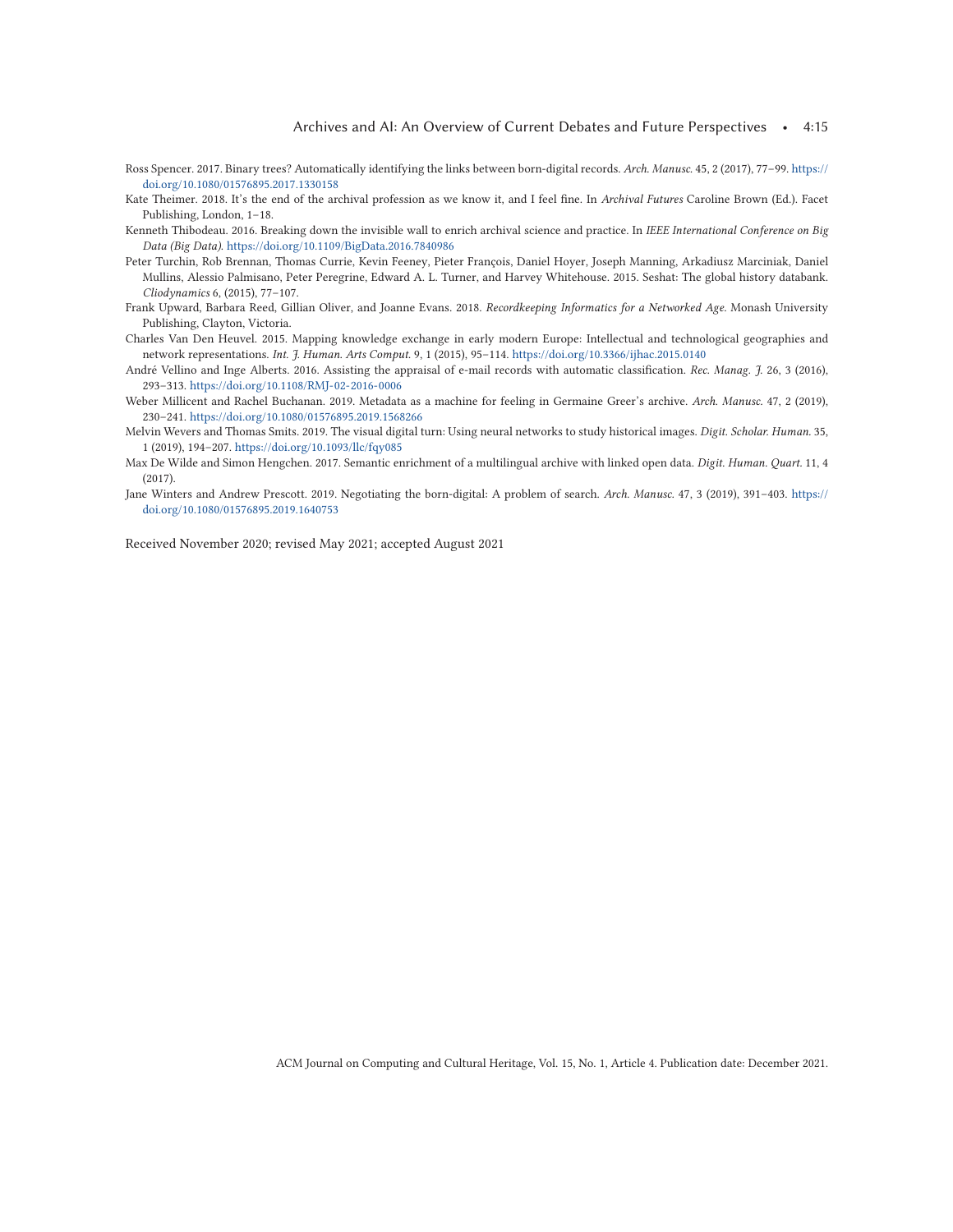Ross Spencer. 2017. Binary trees? Automatically identifying the links between born-digital records. *Arch. Manusc.* 45, 2 (2017), 77–99. https://doi.org/10.1080/01576895.2017.1330158

Kate Theimer. 2018. It's the end of the archival profession as we know it, and I feel fine. In *Archival Futures* Caroline Brown (Ed.). Facet Publishing, London, 1–18.

Kenneth Thibodeau. 2016. Breaking down the invisible wall to enrich archival science and practice. In *IEEE International Conference on Big Data (Big Data)*. https://doi.org/10.1109/BigData.2016.7840986

Peter Turchin, Rob Brennan, Thomas Currie, Kevin Feeney, Pieter François, Daniel Hoyer, Joseph Manning, Arkadiusz Marciniak, Daniel Mullins, Alessio Palmisano, Peter Peregrine, Edward A. L. Turner, and Harvey Whitehouse. 2015. Seshat: The global history databank. *Cliodynamics* 6, (2015), 77–107.

Frank Upward, Barbara Reed, Gillian Oliver, and Joanne Evans. 2018. *Recordkeeping Informatics for a Networked Age*. Monash University Publishing, Clayton, Victoria.

Charles Van Den Heuvel. 2015. Mapping knowledge exchange in early modern Europe: Intellectual and technological geographies and network representations. *Int. J. Human. Arts Comput.* 9, 1 (2015), 95–114. https://doi.org/10.3366/ijhac.2015.0140

André Vellino and Inge Alberts. 2016. Assisting the appraisal of e-mail records with automatic classification. *Rec. Manag. J.* 26, 3 (2016), 293–313. https://doi.org/10.1108/RMJ-02-2016-0006

Weber Millicent and Rachel Buchanan. 2019. Metadata as a machine for feeling in Germaine Greer's archive. *Arch. Manusc.* 47, 2 (2019), 230–241. https://doi.org/10.1080/01576895.2019.1568266

Melvin Wevers and Thomas Smits. 2019. The visual digital turn: Using neural networks to study historical images. *Digit. Scholar. Human.* 35, 1 (2019), 194–207. https://doi.org/10.1093/llc/fqy085

Max De Wilde and Simon Hengchen. 2017. Semantic enrichment of a multilingual archive with linked open data. *Digit. Human. Quart.* 11, 4 (2017).

Jane Winters and Andrew Prescott. 2019. Negotiating the born-digital: A problem of search. *Arch. Manusc.* 47, 3 (2019), 391–403. https://doi.org/10.1080/01576895.2019.1640753

Received November 2020; revised May 2021; accepted August 2021